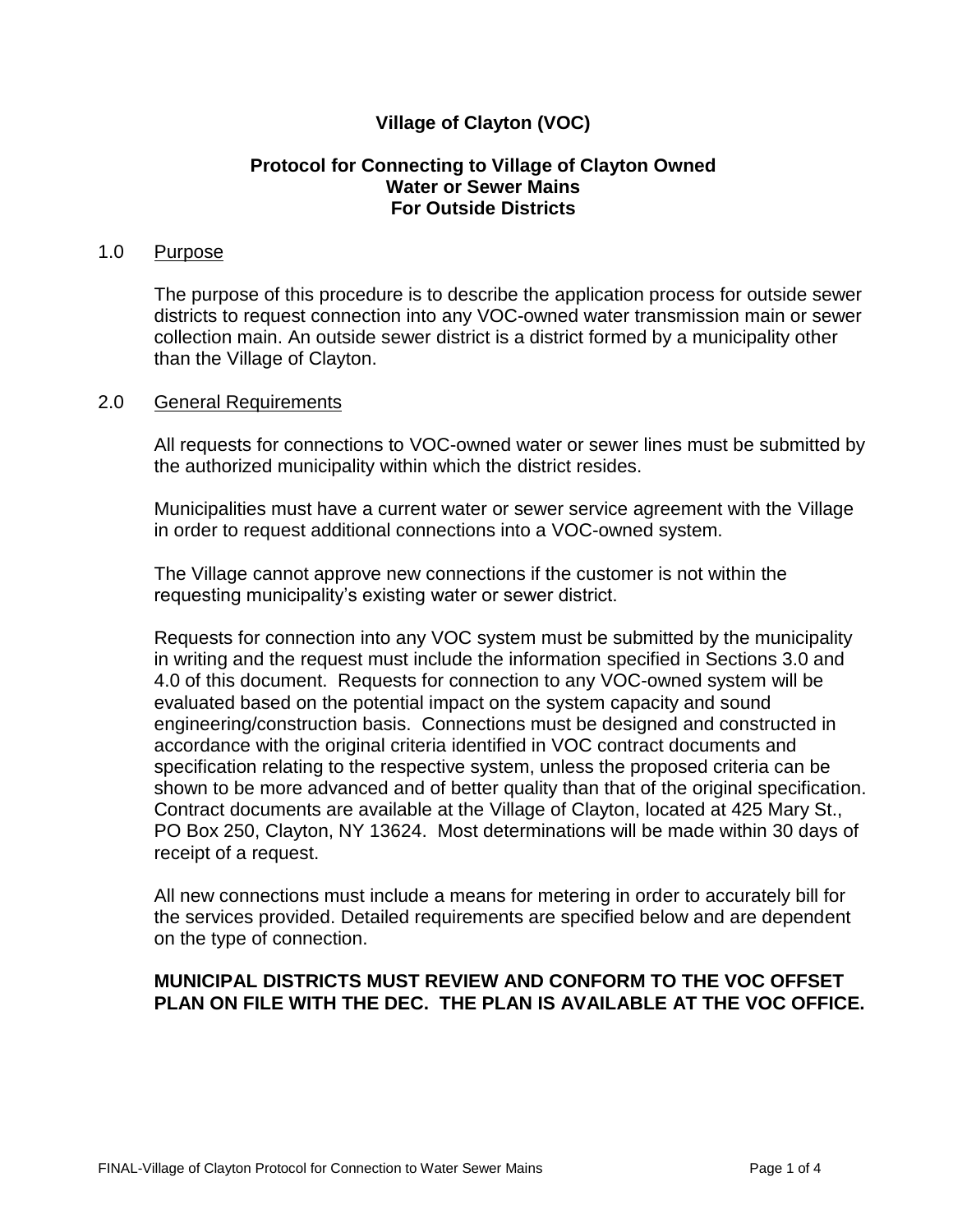# Village of Clayton (VOC)

## Protocol for Connecting to Village of Clayton Owned Water or Sewer Mains For Outside Districts

### 1.0 Purpose

The purpose of this procedure is to describe the application process for outside sewer districts to request connection into any VOC-owned water transmission main or sewer collection main. An outside sewer district is a district formed by a municipality other than the Village of Clayton.

### 2.0 General Requirements

All requests for connections to VOC-owned water or sewer lines must be submitted by the authorized municipality within which the district resides.

Municipalities must have a current water or sewer service agreement with the Village in order to request additional connections into a VOC-owned system.

The Village cannot approve new connections if the customer is not within the requesting municipality's existing water or sewer district.

Requests for connection into any VOC system must be submitted by the municipality in writing and the request must include the information specified in Sections 3.0 and 4.0 of this document. Requests for connection to any VOC-owned system will be evaluated based on the potential impact on the system capacity and sound engineering/construction basis. Connections must be designed and constructed in accordance with the original criteria identified in VOC contract documents and specification relating to the respective system, unless the proposed criteria can be shown to be more advanced and of better quality than that of the original specification. Contract documents are available at the Village of Clayton, located at 425 Mary St., PO Box 250, Clayton, NY 13624. Most determinations will be made within 30 days of receipt of a request.

All new connections must include a means for metering in order to accurately bill for the services provided. Detailed requirements are specified below and are dependent on the type of connection.

**MUNICIPAL DISTRICTS MUST REVIEW AND CONFORM TO THE VOC OFFSET PLAN ON FILE WITH THE DEC. THE PLAN IS AVAILABLE AT THE VOC OFFICE.**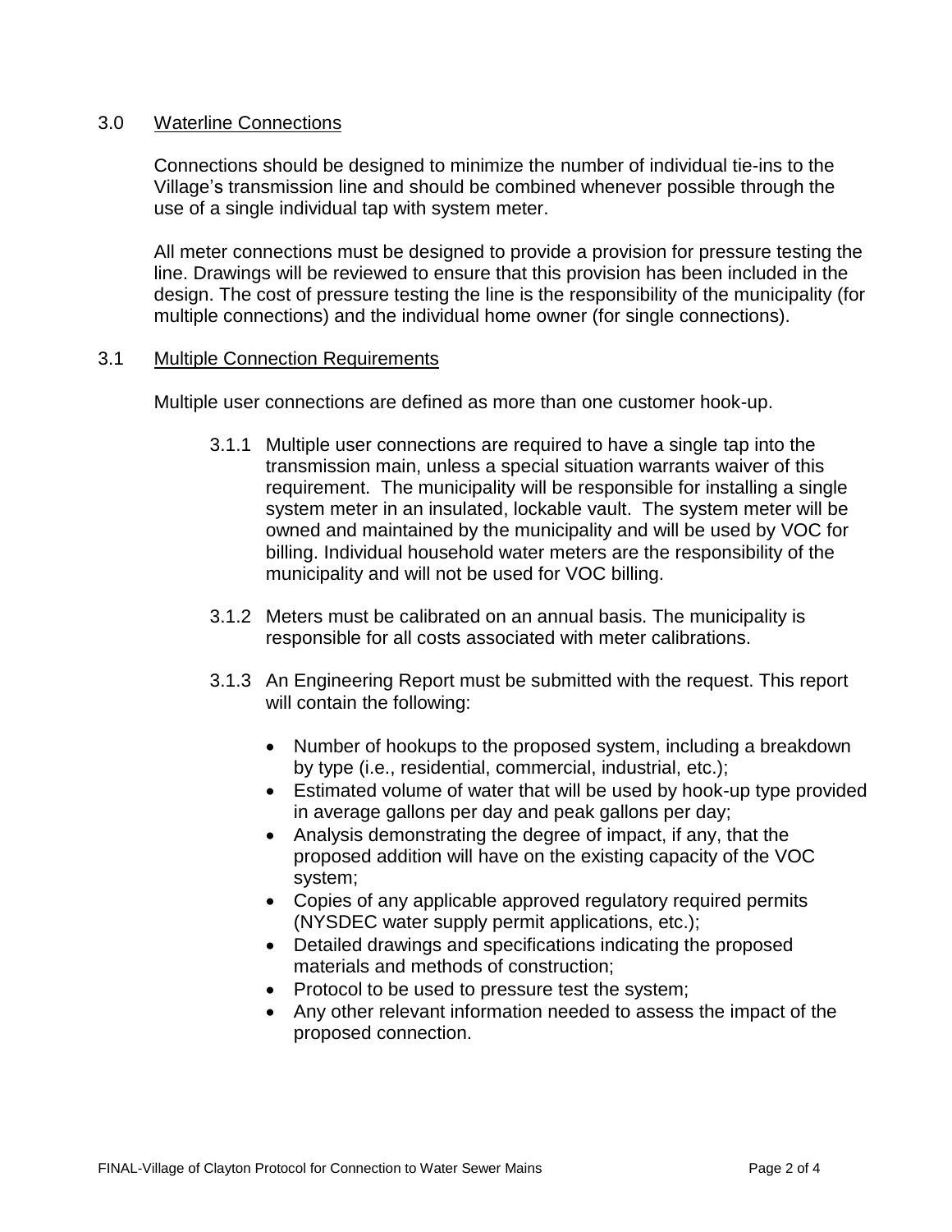## 3.0 Waterline Connections

Connections should be designed to minimize the number of individual tie-ins to the Village's transmission line and should be combined whenever possible through the use of a single individual tap with system meter.

All meter connections must be designed to provide a provision for pressure testing the line. Drawings will be reviewed to ensure that this provision has been included in the design. The cost of pressure testing the line is the responsibility of the municipality (for multiple connections) and the individual home owner (for single connections).

### 3.1 Multiple Connection Requirements

Multiple user connections are defined as more than one customer hook-up.

3.1.1 Multiple user connections are required to have a single tap into the transmission main, unless a special situation warrants waiver of this requirement. The municipality will be responsible for installing a single system meter in an insulated, lockable vault. The system meter will be owned and maintained by the municipality and will be used by VOC for billing. Individual household water meters are the responsibility of the municipality and will not be used for VOC billing.

3.1.2 Meters must be calibrated on an annual basis. The municipality is responsible for all costs associated with meter calibrations.

3.1.3 An Engineering Report must be submitted with the request. This report will contain the following:

- Number of hookups to the proposed system, including a breakdown by type (i.e., residential, commercial, industrial, etc.);
- Estimated volume of water that will be used by hook-up type provided in average gallons per day and peak gallons per day;
- Analysis demonstrating the degree of impact, if any, that the proposed addition will have on the existing capacity of the VOC system;
- Copies of any applicable approved regulatory required permits (NYSDEC water supply permit applications, etc.);
- Detailed drawings and specifications indicating the proposed materials and methods of construction;
- Protocol to be used to pressure test the system;
- Any other relevant information needed to assess the impact of the proposed connection.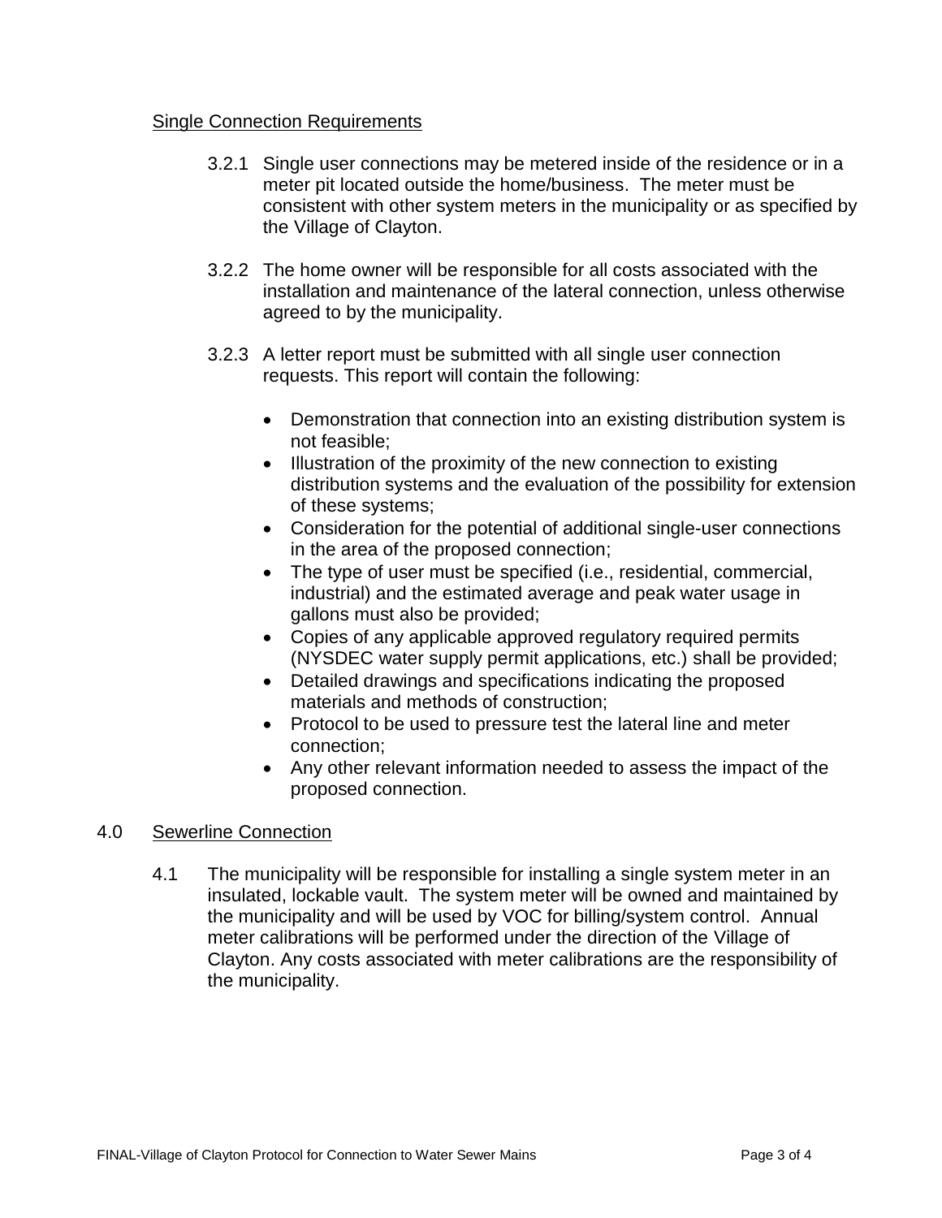## Single Connection Requirements

3.2.1 Single user connections may be metered inside of the residence or in a meter pit located outside the home/business. The meter must be consistent with other system meters in the municipality or as specified by the Village of Clayton.

3.2.2 The home owner will be responsible for all costs associated with the installation and maintenance of the lateral connection, unless otherwise agreed to by the municipality.

3.2.3 A letter report must be submitted with all single user connection requests. This report will contain the following:

- Demonstration that connection into an existing distribution system is not feasible;
- Illustration of the proximity of the new connection to existing distribution systems and the evaluation of the possibility for extension of these systems;
- Consideration for the potential of additional single-user connections in the area of the proposed connection;
- The type of user must be specified (i.e., residential, commercial, industrial) and the estimated average and peak water usage in gallons must also be provided;
- Copies of any applicable approved regulatory required permits (NYSDEC water supply permit applications, etc.) shall be provided;
- Detailed drawings and specifications indicating the proposed materials and methods of construction;
- Protocol to be used to pressure test the lateral line and meter connection;
- Any other relevant information needed to assess the impact of the proposed connection.

## 4.0 Sewerline Connection

4.1 The municipality will be responsible for installing a single system meter in an insulated, lockable vault. The system meter will be owned and maintained by the municipality and will be used by VOC for billing/system control. Annual meter calibrations will be performed under the direction of the Village of Clayton. Any costs associated with meter calibrations are the responsibility of the municipality.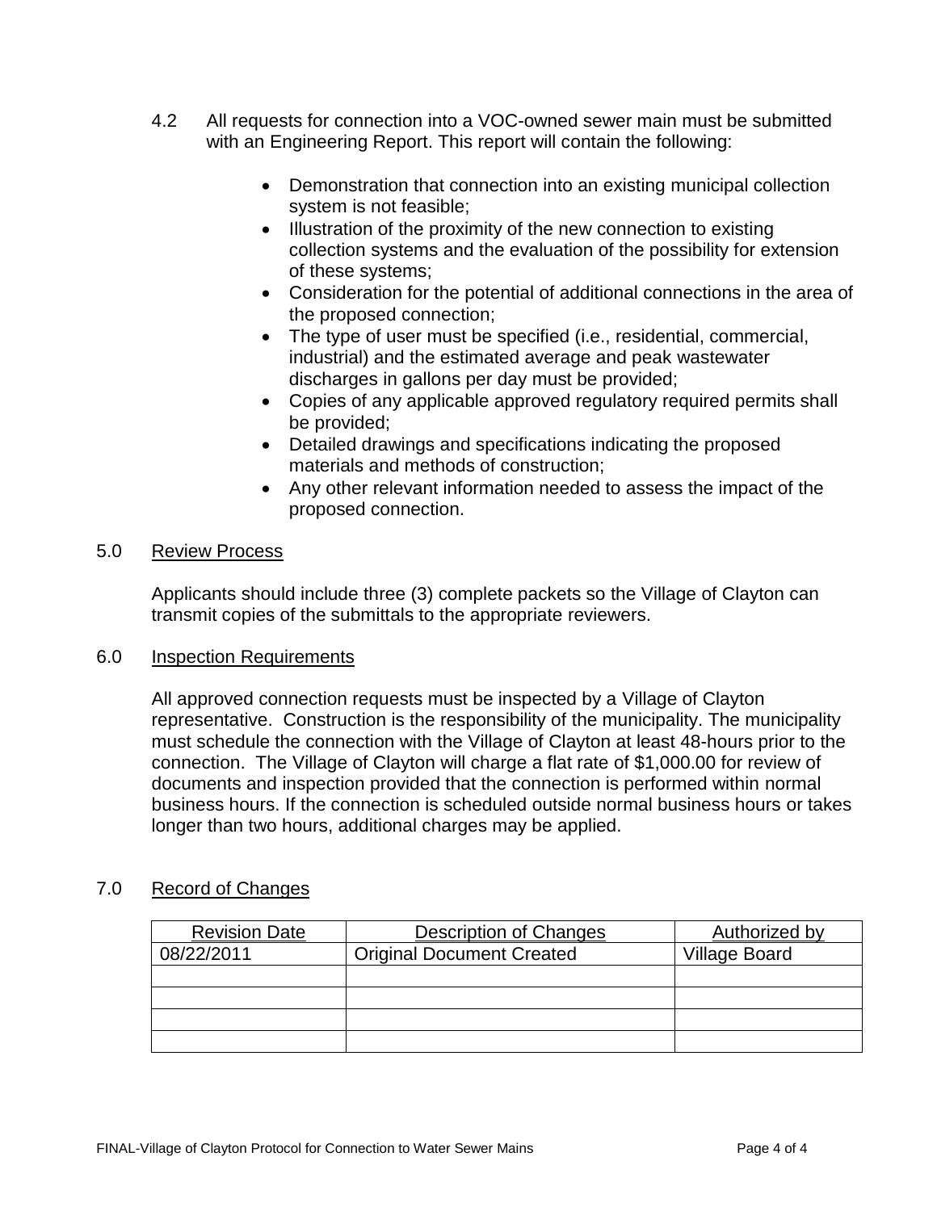4.2 All requests for connection into a VOC-owned sewer main must be submitted with an Engineering Report. This report will contain the following:

- Demonstration that connection into an existing municipal collection system is not feasible;
- Illustration of the proximity of the new connection to existing collection systems and the evaluation of the possibility for extension of these systems;
- Consideration for the potential of additional connections in the area of the proposed connection;
- The type of user must be specified (i.e., residential, commercial, industrial) and the estimated average and peak wastewater discharges in gallons per day must be provided;
- Copies of any applicable approved regulatory required permits shall be provided;
- Detailed drawings and specifications indicating the proposed materials and methods of construction;
- Any other relevant information needed to assess the impact of the proposed connection.

## 5.0 Review Process

Applicants should include three (3) complete packets so the Village of Clayton can transmit copies of the submittals to the appropriate reviewers.

## 6.0 Inspection Requirements

All approved connection requests must be inspected by a Village of Clayton representative. Construction is the responsibility of the municipality. The municipality must schedule the connection with the Village of Clayton at least 48-hours prior to the connection. The Village of Clayton will charge a flat rate of $1,000.00 for review of documents and inspection provided that the connection is performed within normal business hours. If the connection is scheduled outside normal business hours or takes longer than two hours, additional charges may be applied.

## 7.0 Record of Changes

| Revision Date | Description of Changes | Authorized by |
|---|---|---|
| 08/22/2011 | Original Document Created | Village Board |
| | | |
| | | |
| | | |
| | | |